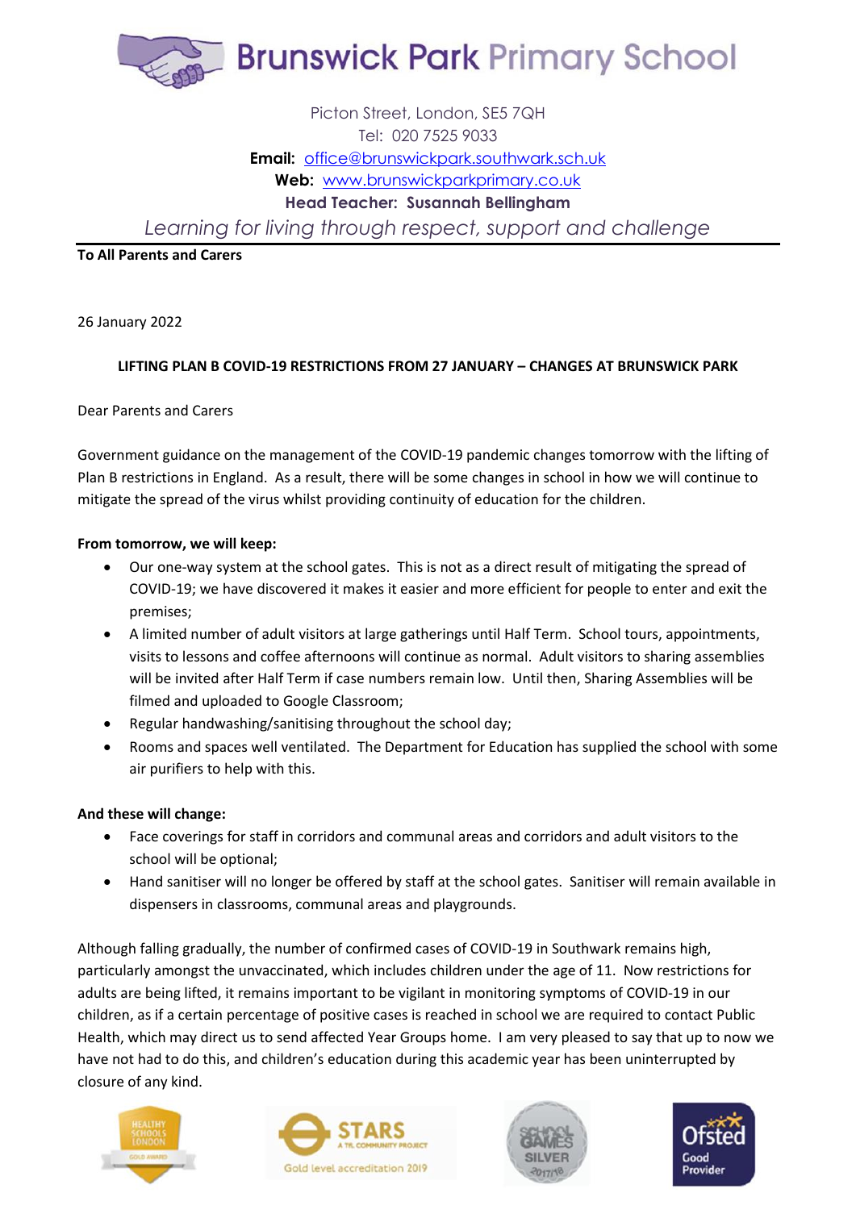# Brunswick Park Primary School

Picton Street, London, SE5 7QH
Tel: 020 7525 9033
**Email:** office@brunswickpark.southwark.sch.uk
**Web:** www.brunswickparkprimary.co.uk
**Head Teacher: Susannah Bellingham**

*Learning for living through respect, support and challenge*

**To All Parents and Carers**

26 January 2022

**LIFTING PLAN B COVID-19 RESTRICTIONS FROM 27 JANUARY – CHANGES AT BRUNSWICK PARK**

Dear Parents and Carers

Government guidance on the management of the COVID-19 pandemic changes tomorrow with the lifting of Plan B restrictions in England. As a result, there will be some changes in school in how we will continue to mitigate the spread of the virus whilst providing continuity of education for the children.

**From tomorrow, we will keep:**

- Our one-way system at the school gates. This is not as a direct result of mitigating the spread of COVID-19; we have discovered it makes it easier and more efficient for people to enter and exit the premises;
- A limited number of adult visitors at large gatherings until Half Term. School tours, appointments, visits to lessons and coffee afternoons will continue as normal. Adult visitors to sharing assemblies will be invited after Half Term if case numbers remain low. Until then, Sharing Assemblies will be filmed and uploaded to Google Classroom;
- Regular handwashing/sanitising throughout the school day;
- Rooms and spaces well ventilated. The Department for Education has supplied the school with some air purifiers to help with this.

**And these will change:**

- Face coverings for staff in corridors and communal areas and corridors and adult visitors to the school will be optional;
- Hand sanitiser will no longer be offered by staff at the school gates. Sanitiser will remain available in dispensers in classrooms, communal areas and playgrounds.

Although falling gradually, the number of confirmed cases of COVID-19 in Southwark remains high, particularly amongst the unvaccinated, which includes children under the age of 11. Now restrictions for adults are being lifted, it remains important to be vigilant in monitoring symptoms of COVID-19 in our children, as if a certain percentage of positive cases is reached in school we are required to contact Public Health, which may direct us to send affected Year Groups home. I am very pleased to say that up to now we have not had to do this, and children's education during this academic year has been uninterrupted by closure of any kind.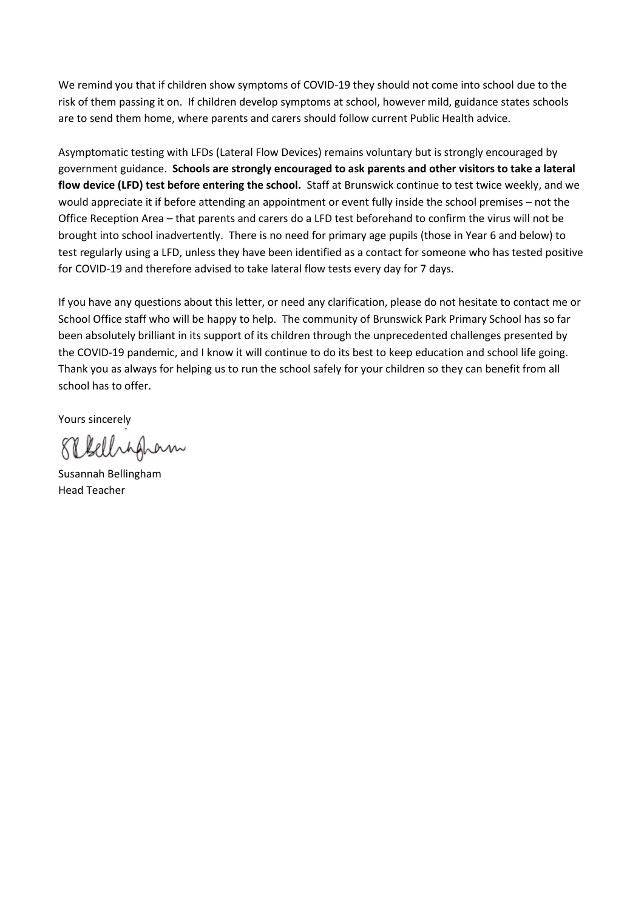We remind you that if children show symptoms of COVID-19 they should not come into school due to the risk of them passing it on. If children develop symptoms at school, however mild, guidance states schools are to send them home, where parents and carers should follow current Public Health advice.

Asymptomatic testing with LFDs (Lateral Flow Devices) remains voluntary but is strongly encouraged by government guidance. **Schools are strongly encouraged to ask parents and other visitors to take a lateral flow device (LFD) test before entering the school.** Staff at Brunswick continue to test twice weekly, and we would appreciate it if before attending an appointment or event fully inside the school premises – not the Office Reception Area – that parents and carers do a LFD test beforehand to confirm the virus will not be brought into school inadvertently. There is no need for primary age pupils (those in Year 6 and below) to test regularly using a LFD, unless they have been identified as a contact for someone who has tested positive for COVID-19 and therefore advised to take lateral flow tests every day for 7 days.

If you have any questions about this letter, or need any clarification, please do not hesitate to contact me or School Office staff who will be happy to help. The community of Brunswick Park Primary School has so far been absolutely brilliant in its support of its children through the unprecedented challenges presented by the COVID-19 pandemic, and I know it will continue to do its best to keep education and school life going. Thank you as always for helping us to run the school safely for your children so they can benefit from all school has to offer.

Yours sincerely

Susannah Bellingham
Head Teacher